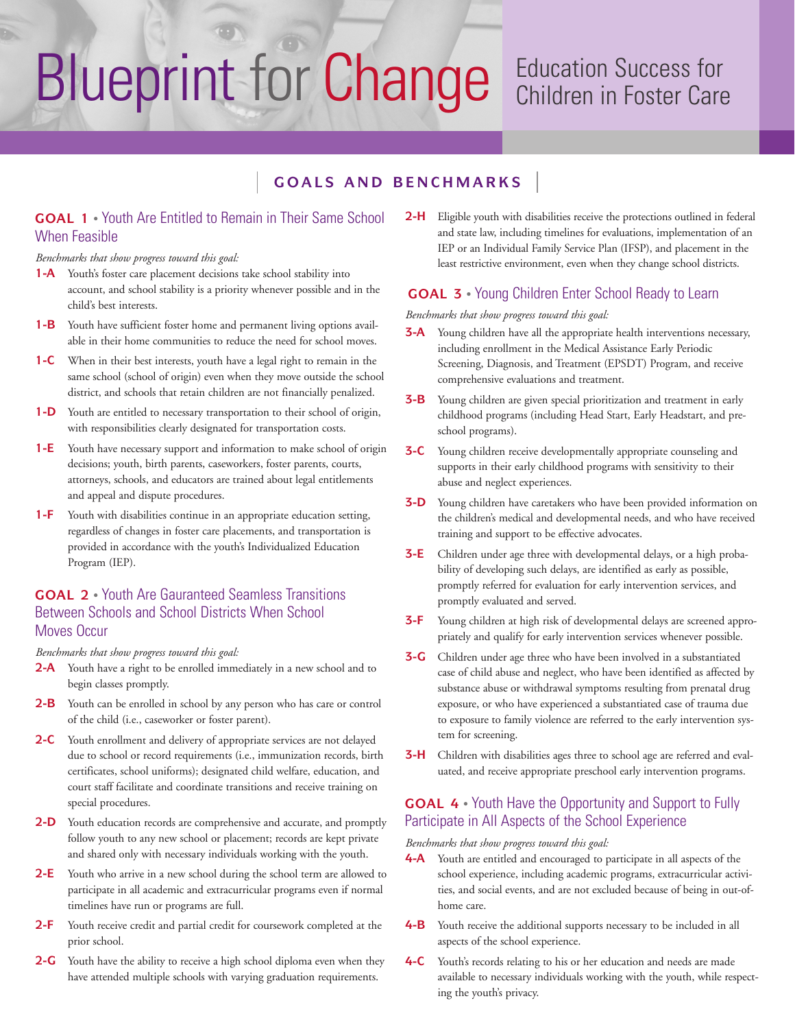# Blueprint for Change

## Education Success for Children in Foster Care

## GOALS AND BENCHMARKS

### GOAL 1 • Youth Are Entitled to Remain in Their Same School When Feasible

*Benchmarks that show progress toward this goal:*

**1-A** Youth's foster care placement decisions take school stability into account, and school stability is a priority whenever possible and in the child's best interests.

**1-B** Youth have sufficient foster home and permanent living options available in their home communities to reduce the need for school moves.

**1-C** When in their best interests, youth have a legal right to remain in the same school (school of origin) even when they move outside the school district, and schools that retain children are not financially penalized.

**1-D** Youth are entitled to necessary transportation to their school of origin, with responsibilities clearly designated for transportation costs.

**1-E** Youth have necessary support and information to make school of origin decisions; youth, birth parents, caseworkers, foster parents, courts, attorneys, schools, and educators are trained about legal entitlements and appeal and dispute procedures.

**1-F** Youth with disabilities continue in an appropriate education setting, regardless of changes in foster care placements, and transportation is provided in accordance with the youth's Individualized Education Program (IEP).

### GOAL 2 • Youth Are Gauranteed Seamless Transitions Between Schools and School Districts When School Moves Occur

*Benchmarks that show progress toward this goal:*

**2-A** Youth have a right to be enrolled immediately in a new school and to begin classes promptly.

**2-B** Youth can be enrolled in school by any person who has care or control of the child (i.e., caseworker or foster parent).

**2-C** Youth enrollment and delivery of appropriate services are not delayed due to school or record requirements (i.e., immunization records, birth certificates, school uniforms); designated child welfare, education, and court staff facilitate and coordinate transitions and receive training on special procedures.

**2-D** Youth education records are comprehensive and accurate, and promptly follow youth to any new school or placement; records are kept private and shared only with necessary individuals working with the youth.

**2-E** Youth who arrive in a new school during the school term are allowed to participate in all academic and extracurricular programs even if normal timelines have run or programs are full.

**2-F** Youth receive credit and partial credit for coursework completed at the prior school.

**2-G** Youth have the ability to receive a high school diploma even when they have attended multiple schools with varying graduation requirements.

**2-H** Eligible youth with disabilities receive the protections outlined in federal and state law, including timelines for evaluations, implementation of an IEP or an Individual Family Service Plan (IFSP), and placement in the least restrictive environment, even when they change school districts.

### GOAL 3 • Young Children Enter School Ready to Learn

*Benchmarks that show progress toward this goal:*

**3-A** Young children have all the appropriate health interventions necessary, including enrollment in the Medical Assistance Early Periodic Screening, Diagnosis, and Treatment (EPSDT) Program, and receive comprehensive evaluations and treatment.

**3-B** Young children are given special prioritization and treatment in early childhood programs (including Head Start, Early Headstart, and preschool programs).

**3-C** Young children receive developmentally appropriate counseling and supports in their early childhood programs with sensitivity to their abuse and neglect experiences.

**3-D** Young children have caretakers who have been provided information on the children's medical and developmental needs, and who have received training and support to be effective advocates.

**3-E** Children under age three with developmental delays, or a high probability of developing such delays, are identified as early as possible, promptly referred for evaluation for early intervention services, and promptly evaluated and served.

**3-F** Young children at high risk of developmental delays are screened appropriately and qualify for early intervention services whenever possible.

**3-G** Children under age three who have been involved in a substantiated case of child abuse and neglect, who have been identified as affected by substance abuse or withdrawal symptoms resulting from prenatal drug exposure, or who have experienced a substantiated case of trauma due to exposure to family violence are referred to the early intervention system for screening.

**3-H** Children with disabilities ages three to school age are referred and evaluated, and receive appropriate preschool early intervention programs.

### GOAL 4 • Youth Have the Opportunity and Support to Fully Participate in All Aspects of the School Experience

*Benchmarks that show progress toward this goal:*

**4-A** Youth are entitled and encouraged to participate in all aspects of the school experience, including academic programs, extracurricular activities, and social events, and are not excluded because of being in out-of-home care.

**4-B** Youth receive the additional supports necessary to be included in all aspects of the school experience.

**4-C** Youth's records relating to his or her education and needs are made available to necessary individuals working with the youth, while respecting the youth's privacy.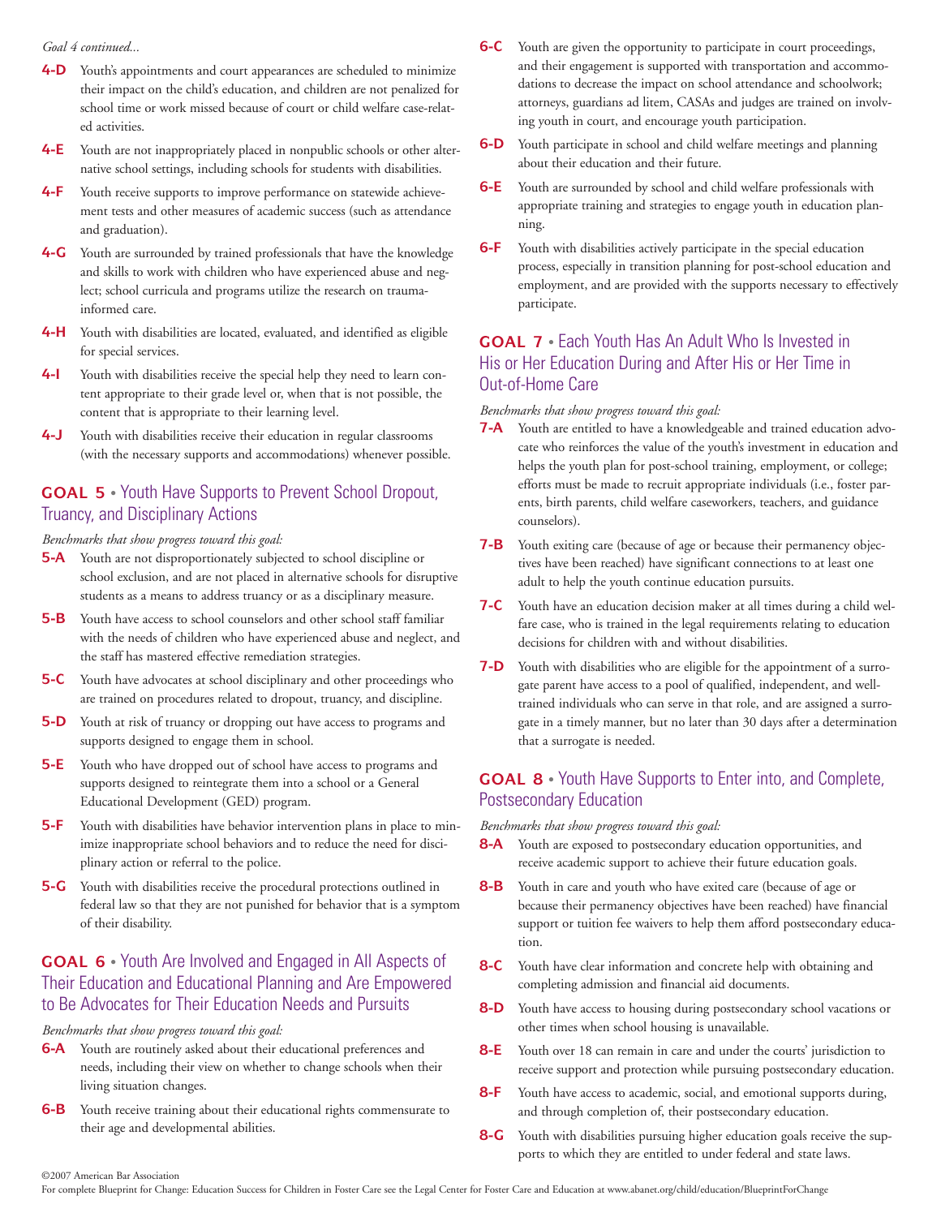*Goal 4 continued...*

**4-D** Youth's appointments and court appearances are scheduled to minimize their impact on the child's education, and children are not penalized for school time or work missed because of court or child welfare case-related activities.

**4-E** Youth are not inappropriately placed in nonpublic schools or other alternative school settings, including schools for students with disabilities.

**4-F** Youth receive supports to improve performance on statewide achievement tests and other measures of academic success (such as attendance and graduation).

**4-G** Youth are surrounded by trained professionals that have the knowledge and skills to work with children who have experienced abuse and neglect; school curricula and programs utilize the research on trauma-informed care.

**4-H** Youth with disabilities are located, evaluated, and identified as eligible for special services.

**4-I** Youth with disabilities receive the special help they need to learn content appropriate to their grade level or, when that is not possible, the content that is appropriate to their learning level.

**4-J** Youth with disabilities receive their education in regular classrooms (with the necessary supports and accommodations) whenever possible.

## GOAL 5 • Youth Have Supports to Prevent School Dropout, Truancy, and Disciplinary Actions

*Benchmarks that show progress toward this goal:*

**5-A** Youth are not disproportionately subjected to school discipline or school exclusion, and are not placed in alternative schools for disruptive students as a means to address truancy or as a disciplinary measure.

**5-B** Youth have access to school counselors and other school staff familiar with the needs of children who have experienced abuse and neglect, and the staff has mastered effective remediation strategies.

**5-C** Youth have advocates at school disciplinary and other proceedings who are trained on procedures related to dropout, truancy, and discipline.

**5-D** Youth at risk of truancy or dropping out have access to programs and supports designed to engage them in school.

**5-E** Youth who have dropped out of school have access to programs and supports designed to reintegrate them into a school or a General Educational Development (GED) program.

**5-F** Youth with disabilities have behavior intervention plans in place to minimize inappropriate school behaviors and to reduce the need for disciplinary action or referral to the police.

**5-G** Youth with disabilities receive the procedural protections outlined in federal law so that they are not punished for behavior that is a symptom of their disability.

## GOAL 6 • Youth Are Involved and Engaged in All Aspects of Their Education and Educational Planning and Are Empowered to Be Advocates for Their Education Needs and Pursuits

*Benchmarks that show progress toward this goal:*

**6-A** Youth are routinely asked about their educational preferences and needs, including their view on whether to change schools when their living situation changes.

**6-B** Youth receive training about their educational rights commensurate to their age and developmental abilities.

**6-C** Youth are given the opportunity to participate in court proceedings, and their engagement is supported with transportation and accommodations to decrease the impact on school attendance and schoolwork; attorneys, guardians ad litem, CASAs and judges are trained on involving youth in court, and encourage youth participation.

**6-D** Youth participate in school and child welfare meetings and planning about their education and their future.

**6-E** Youth are surrounded by school and child welfare professionals with appropriate training and strategies to engage youth in education planning.

**6-F** Youth with disabilities actively participate in the special education process, especially in transition planning for post-school education and employment, and are provided with the supports necessary to effectively participate.

## GOAL 7 • Each Youth Has An Adult Who Is Invested in His or Her Education During and After His or Her Time in Out-of-Home Care

*Benchmarks that show progress toward this goal:*

**7-A** Youth are entitled to have a knowledgeable and trained education advocate who reinforces the value of the youth's investment in education and helps the youth plan for post-school training, employment, or college; efforts must be made to recruit appropriate individuals (i.e., foster parents, birth parents, child welfare caseworkers, teachers, and guidance counselors).

**7-B** Youth exiting care (because of age or because their permanency objectives have been reached) have significant connections to at least one adult to help the youth continue education pursuits.

**7-C** Youth have an education decision maker at all times during a child welfare case, who is trained in the legal requirements relating to education decisions for children with and without disabilities.

**7-D** Youth with disabilities who are eligible for the appointment of a surrogate parent have access to a pool of qualified, independent, and well-trained individuals who can serve in that role, and are assigned a surrogate in a timely manner, but no later than 30 days after a determination that a surrogate is needed.

## GOAL 8 • Youth Have Supports to Enter into, and Complete, Postsecondary Education

*Benchmarks that show progress toward this goal:*

**8-A** Youth are exposed to postsecondary education opportunities, and receive academic support to achieve their future education goals.

**8-B** Youth in care and youth who have exited care (because of age or because their permanency objectives have been reached) have financial support or tuition fee waivers to help them afford postsecondary education.

**8-C** Youth have clear information and concrete help with obtaining and completing admission and financial aid documents.

**8-D** Youth have access to housing during postsecondary school vacations or other times when school housing is unavailable.

**8-E** Youth over 18 can remain in care and under the courts' jurisdiction to receive support and protection while pursuing postsecondary education.

**8-F** Youth have access to academic, social, and emotional supports during, and through completion of, their postsecondary education.

**8-G** Youth with disabilities pursuing higher education goals receive the supports to which they are entitled to under federal and state laws.

©2007 American Bar Association
For complete Blueprint for Change: Education Success for Children in Foster Care see the Legal Center for Foster Care and Education at www.abanet.org/child/education/BlueprintForChange